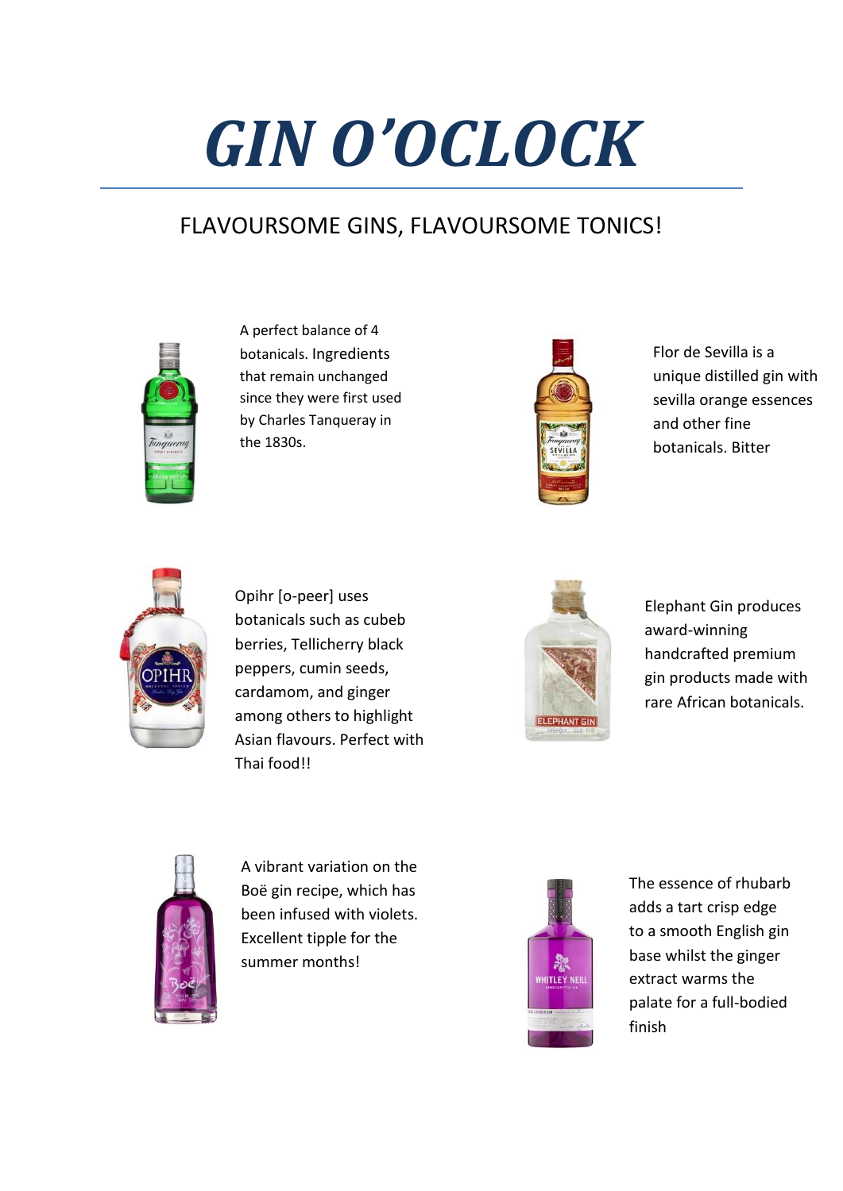# *GIN O'OCLOCK*

## FLAVOURSOME GINS, FLAVOURSOME TONICS!

A perfect balance of 4 botanicals. Ingredients that remain unchanged since they were first used by Charles Tanqueray in the 1830s.

Flor de Sevilla is a unique distilled gin with sevilla orange essences and other fine botanicals. Bitter

Opihr [o-peer] uses botanicals such as cubeb berries, Tellicherry black peppers, cumin seeds, cardamom, and ginger among others to highlight Asian flavours. Perfect with Thai food!!

Elephant Gin produces award-winning handcrafted premium gin products made with rare African botanicals.

A vibrant variation on the Boë gin recipe, which has been infused with violets. Excellent tipple for the summer months!

The essence of rhubarb adds a tart crisp edge to a smooth English gin base whilst the ginger extract warms the palate for a full-bodied finish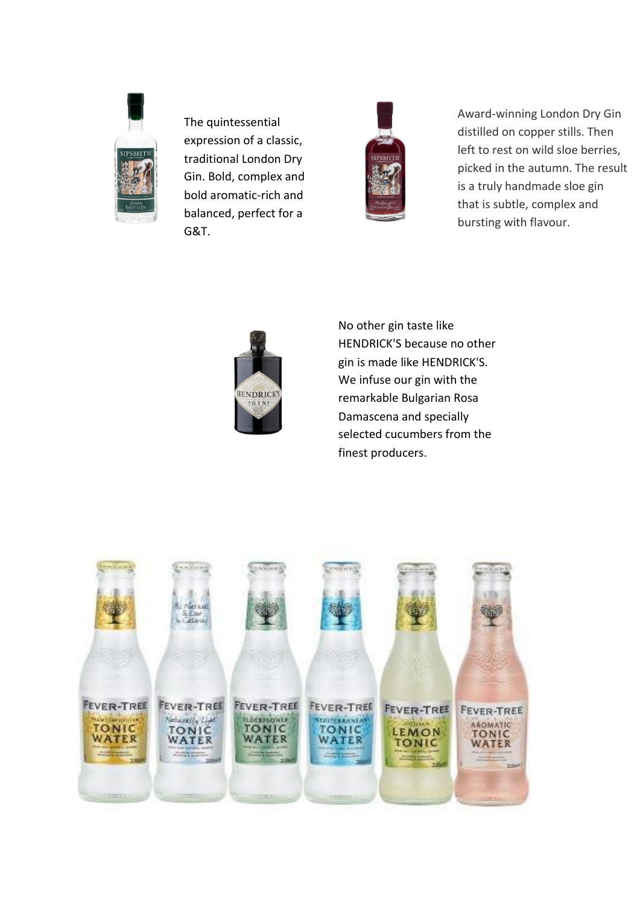The quintessential expression of a classic, traditional London Dry Gin. Bold, complex and bold aromatic-rich and balanced, perfect for a G&T.

Award-winning London Dry Gin distilled on copper stills. Then left to rest on wild sloe berries, picked in the autumn. The result is a truly handmade sloe gin that is subtle, complex and bursting with flavour.

No other gin taste like HENDRICK'S because no other gin is made like HENDRICK'S. We infuse our gin with the remarkable Bulgarian Rosa Damascena and specially selected cucumbers from the finest producers.